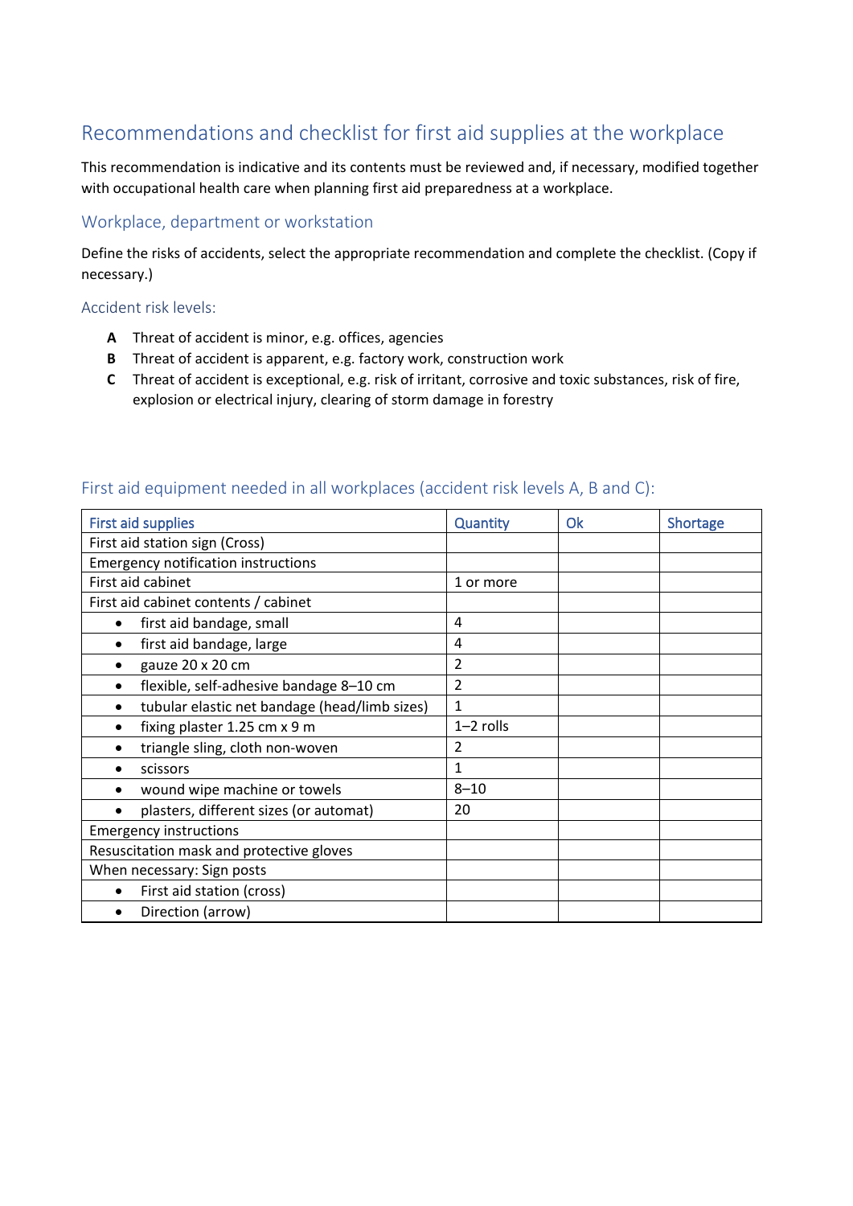# Recommendations and checklist for first aid supplies at the workplace

This recommendation is indicative and its contents must be reviewed and, if necessary, modified together with occupational health care when planning first aid preparedness at a workplace.

## Workplace, department or workstation

Define the risks of accidents, select the appropriate recommendation and complete the checklist. (Copy if necessary.)

### Accident risk levels:

- **A** Threat of accident is minor, e.g. offices, agencies
- **B** Threat of accident is apparent, e.g. factory work, construction work
- **C** Threat of accident is exceptional, e.g. risk of irritant, corrosive and toxic substances, risk of fire, explosion or electrical injury, clearing of storm damage in forestry

## First aid equipment needed in all workplaces (accident risk levels A, B and C):

| First aid supplies | Quantity | Ok | Shortage |
|---|---|---|---|
| First aid station sign (Cross) | | | |
| Emergency notification instructions | | | |
| First aid cabinet | 1 or more | | |
| First aid cabinet contents / cabinet | | | |
| • first aid bandage, small | 4 | | |
| • first aid bandage, large | 4 | | |
| • gauze 20 x 20 cm | 2 | | |
| • flexible, self-adhesive bandage 8–10 cm | 2 | | |
| • tubular elastic net bandage (head/limb sizes) | 1 | | |
| • fixing plaster 1.25 cm x 9 m | 1–2 rolls | | |
| • triangle sling, cloth non-woven | 2 | | |
| • scissors | 1 | | |
| • wound wipe machine or towels | 8–10 | | |
| • plasters, different sizes (or automat) | 20 | | |
| Emergency instructions | | | |
| Resuscitation mask and protective gloves | | | |
| When necessary: Sign posts | | | |
| • First aid station (cross) | | | |
| • Direction (arrow) | | | |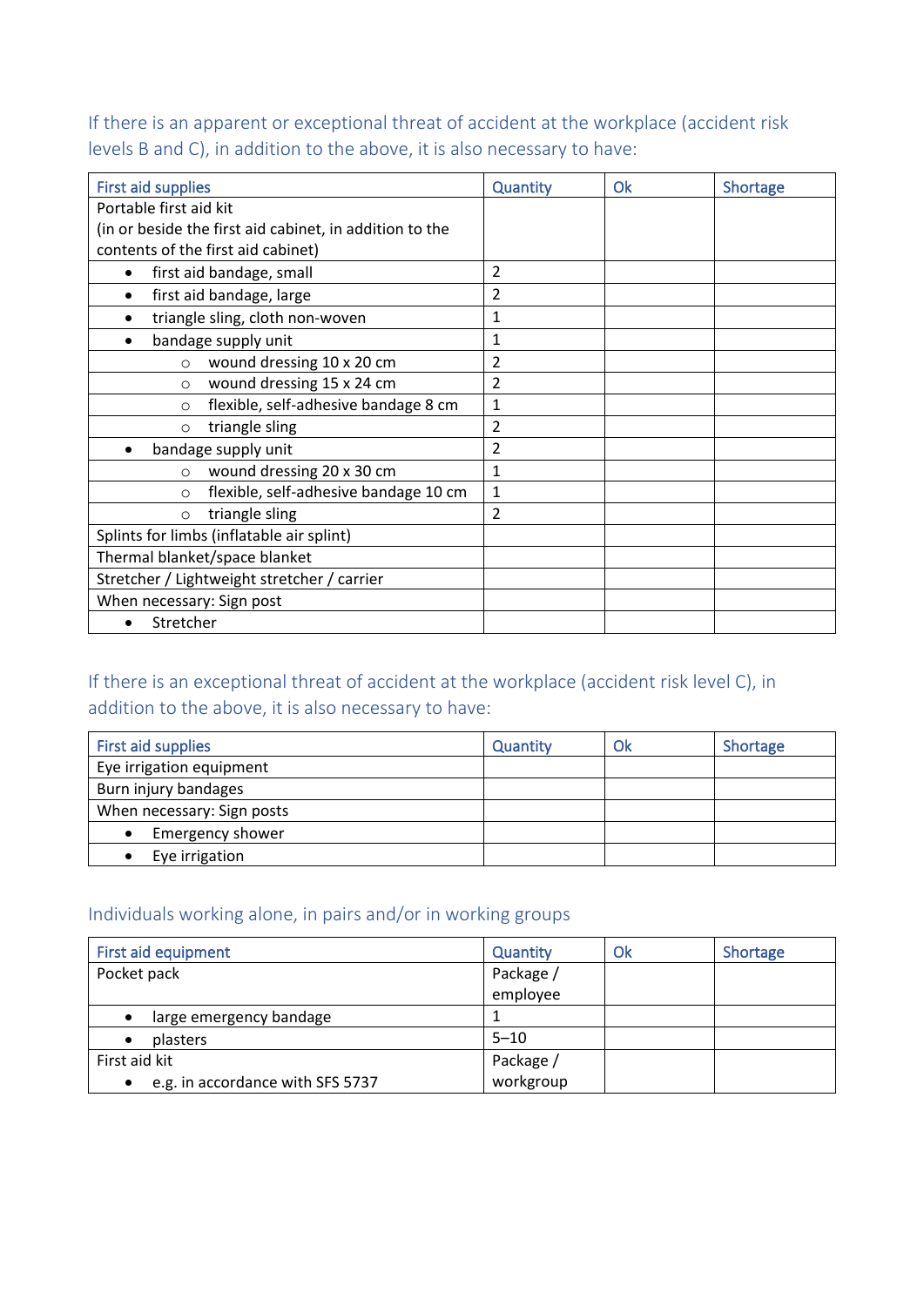If there is an apparent or exceptional threat of accident at the workplace (accident risk levels B and C), in addition to the above, it is also necessary to have:

| First aid supplies | Quantity | Ok | Shortage |
|---|---|---|---|
| Portable first aid kit<br>(in or beside the first aid cabinet, in addition to the contents of the first aid cabinet) | | | |
| • first aid bandage, small | 2 | | |
| • first aid bandage, large | 2 | | |
| • triangle sling, cloth non-woven | 1 | | |
| • bandage supply unit | 1 | | |
| ○ wound dressing 10 x 20 cm | 2 | | |
| ○ wound dressing 15 x 24 cm | 2 | | |
| ○ flexible, self-adhesive bandage 8 cm | 1 | | |
| ○ triangle sling | 2 | | |
| • bandage supply unit | 2 | | |
| ○ wound dressing 20 x 30 cm | 1 | | |
| ○ flexible, self-adhesive bandage 10 cm | 1 | | |
| ○ triangle sling | 2 | | |
| Splints for limbs (inflatable air splint) | | | |
| Thermal blanket/space blanket | | | |
| Stretcher / Lightweight stretcher / carrier | | | |
| When necessary: Sign post | | | |
| • Stretcher | | | |

If there is an exceptional threat of accident at the workplace (accident risk level C), in addition to the above, it is also necessary to have:

| First aid supplies | Quantity | Ok | Shortage |
|---|---|---|---|
| Eye irrigation equipment | | | |
| Burn injury bandages | | | |
| When necessary: Sign posts | | | |
| • Emergency shower | | | |
| • Eye irrigation | | | |

Individuals working alone, in pairs and/or in working groups

| First aid equipment | Quantity | Ok | Shortage |
|---|---|---|---|
| Pocket pack | Package / employee | | |
| • large emergency bandage | 1 | | |
| • plasters | 5–10 | | |
| First aid kit<br>• e.g. in accordance with SFS 5737 | Package / workgroup | | |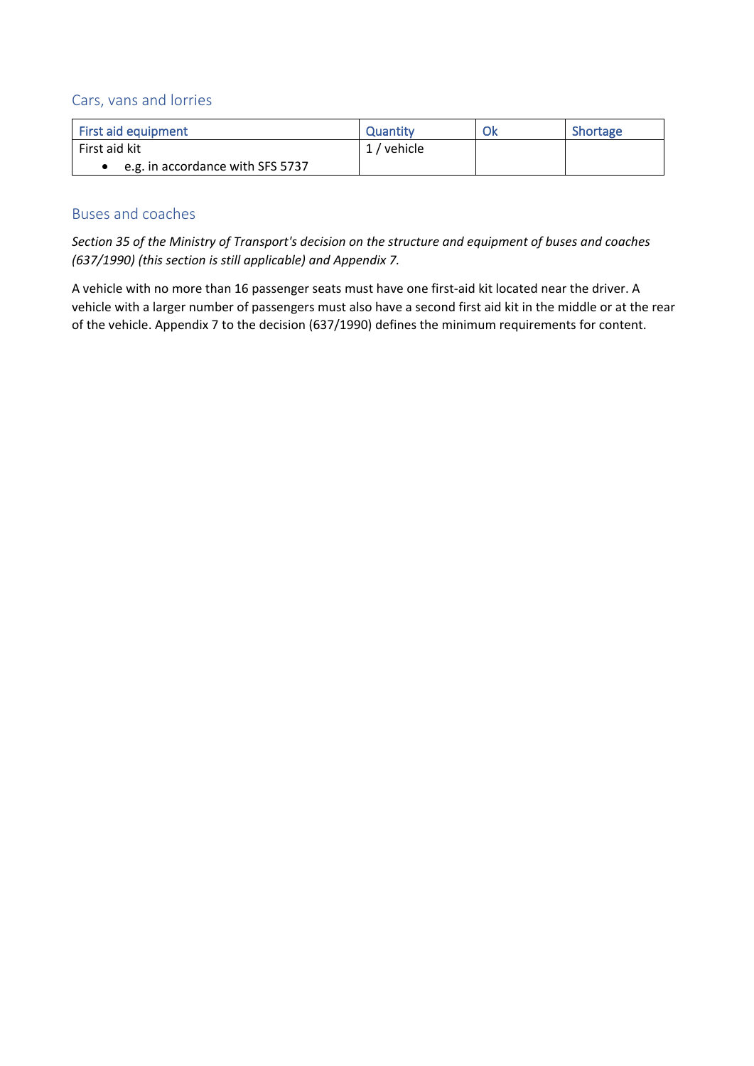## Cars, vans and lorries

| First aid equipment | Quantity | Ok | Shortage |
|---|---|---|---|
| First aid kit<br>• e.g. in accordance with SFS 5737 | 1 / vehicle | | |

## Buses and coaches

*Section 35 of the Ministry of Transport's decision on the structure and equipment of buses and coaches (637/1990) (this section is still applicable) and Appendix 7.*

A vehicle with no more than 16 passenger seats must have one first-aid kit located near the driver. A vehicle with a larger number of passengers must also have a second first aid kit in the middle or at the rear of the vehicle. Appendix 7 to the decision (637/1990) defines the minimum requirements for content.